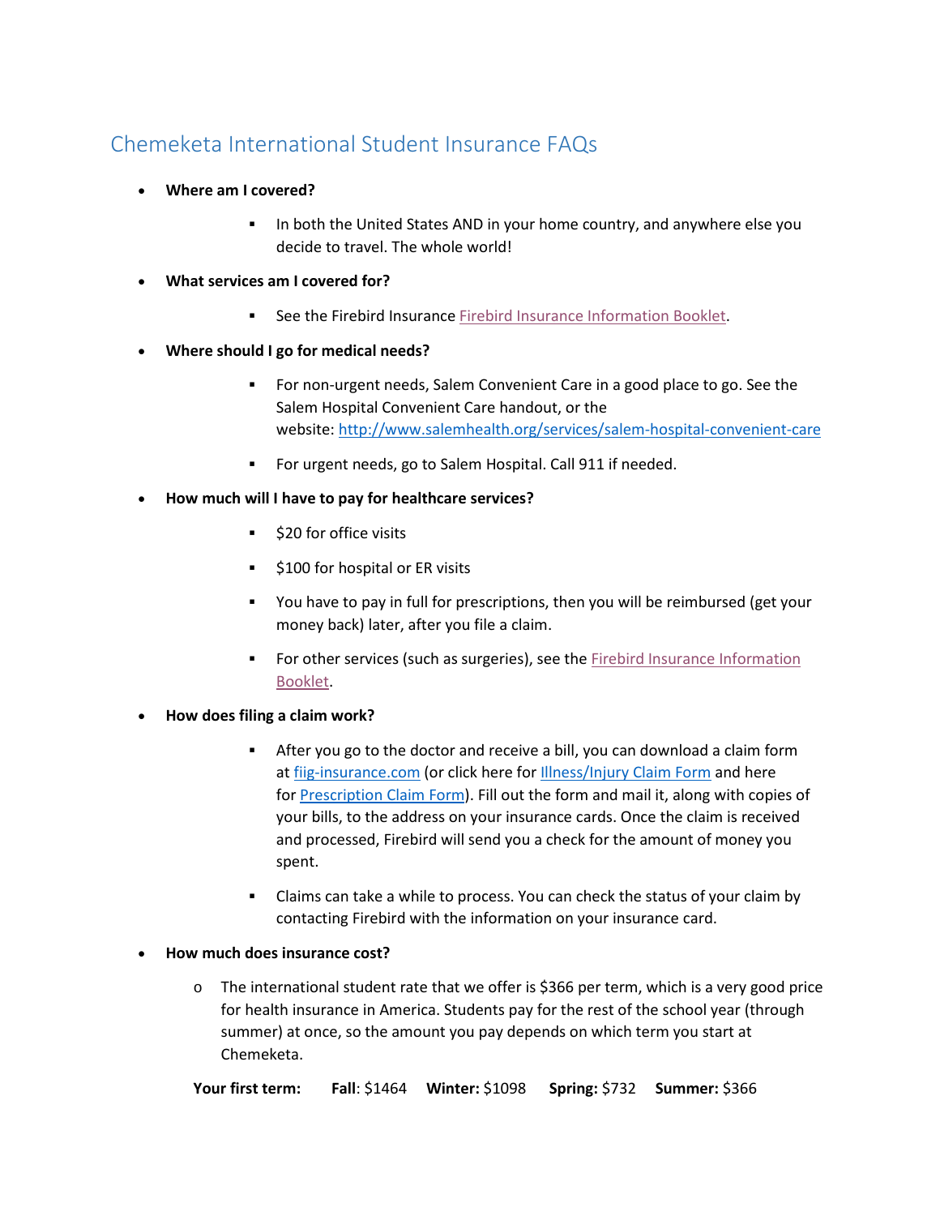# Chemeketa International Student Insurance FAQs

- **Where am I covered?**
  - In both the United States AND in your home country, and anywhere else you decide to travel. The whole world!
- **What services am I covered for?**
  - See the Firebird Insurance Firebird Insurance Information Booklet.
- **Where should I go for medical needs?**
  - For non-urgent needs, Salem Convenient Care in a good place to go. See the Salem Hospital Convenient Care handout, or the website: http://www.salemhealth.org/services/salem-hospital-convenient-care
  - For urgent needs, go to Salem Hospital. Call 911 if needed.
- **How much will I have to pay for healthcare services?**
  - $20 for office visits
  - $100 for hospital or ER visits
  - You have to pay in full for prescriptions, then you will be reimbursed (get your money back) later, after you file a claim.
  - For other services (such as surgeries), see the Firebird Insurance Information Booklet.
- **How does filing a claim work?**
  - After you go to the doctor and receive a bill, you can download a claim form at fiig-insurance.com (or click here for Illness/Injury Claim Form and here for Prescription Claim Form). Fill out the form and mail it, along with copies of your bills, to the address on your insurance cards. Once the claim is received and processed, Firebird will send you a check for the amount of money you spent.
  - Claims can take a while to process. You can check the status of your claim by contacting Firebird with the information on your insurance card.
- **How much does insurance cost?**
  - The international student rate that we offer is $366 per term, which is a very good price for health insurance in America. Students pay for the rest of the school year (through summer) at once, so the amount you pay depends on which term you start at Chemeketa.

**Your first term:** **Fall**: $1464 **Winter:** $1098 **Spring:** $732 **Summer:** $366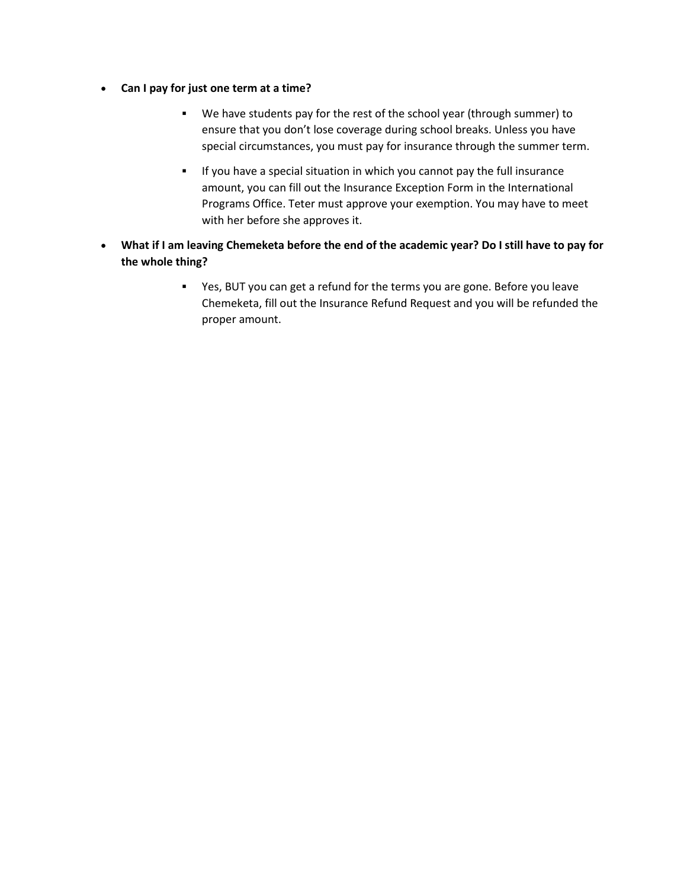- **Can I pay for just one term at a time?**

    - We have students pay for the rest of the school year (through summer) to ensure that you don't lose coverage during school breaks. Unless you have special circumstances, you must pay for insurance through the summer term.

    - If you have a special situation in which you cannot pay the full insurance amount, you can fill out the Insurance Exception Form in the International Programs Office. Teter must approve your exemption. You may have to meet with her before she approves it.

- **What if I am leaving Chemeketa before the end of the academic year? Do I still have to pay for the whole thing?**

    - Yes, BUT you can get a refund for the terms you are gone. Before you leave Chemeketa, fill out the Insurance Refund Request and you will be refunded the proper amount.